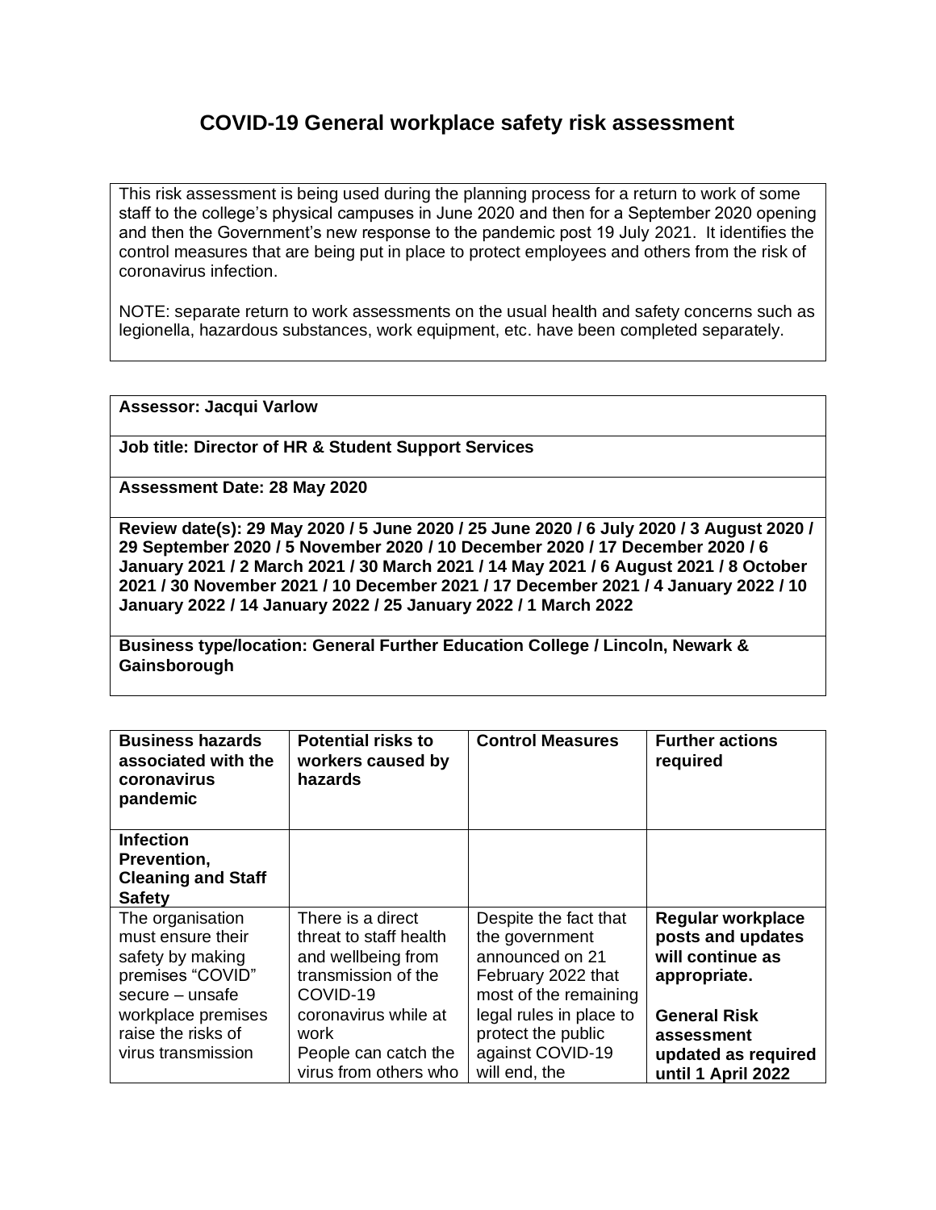# COVID-19 General workplace safety risk assessment

This risk assessment is being used during the planning process for a return to work of some staff to the college's physical campuses in June 2020 and then for a September 2020 opening and then the Government's new response to the pandemic post 19 July 2021. It identifies the control measures that are being put in place to protect employees and others from the risk of coronavirus infection.

NOTE: separate return to work assessments on the usual health and safety concerns such as legionella, hazardous substances, work equipment, etc. have been completed separately.

**Assessor: Jacqui Varlow**

**Job title: Director of HR & Student Support Services**

**Assessment Date: 28 May 2020**

**Review date(s): 29 May 2020 / 5 June 2020 / 25 June 2020 / 6 July 2020 / 3 August 2020 / 29 September 2020 / 5 November 2020 / 10 December 2020 / 17 December 2020 / 6 January 2021 / 2 March 2021 / 30 March 2021 / 14 May 2021 / 6 August 2021 / 8 October 2021 / 30 November 2021 / 10 December 2021 / 17 December 2021 / 4 January 2022 / 10 January 2022 / 14 January 2022 / 25 January 2022 / 1 March 2022**

**Business type/location: General Further Education College / Lincoln, Newark & Gainsborough**

| Business hazards associated with the coronavirus pandemic | Potential risks to workers caused by hazards | Control Measures | Further actions required |
|---|---|---|---|
| **Infection Prevention, Cleaning and Staff Safety** | | | |
| The organisation must ensure their safety by making premises "COVID" secure – unsafe workplace premises raise the risks of virus transmission | There is a direct threat to staff health and wellbeing from transmission of the COVID-19 coronavirus while at work<br>People can catch the virus from others who | Despite the fact that the government announced on 21 February 2022 that most of the remaining legal rules in place to protect the public against COVID-19 will end, the | **Regular workplace posts and updates will continue as appropriate.**<br><br>**General Risk assessment updated as required until 1 April 2022** |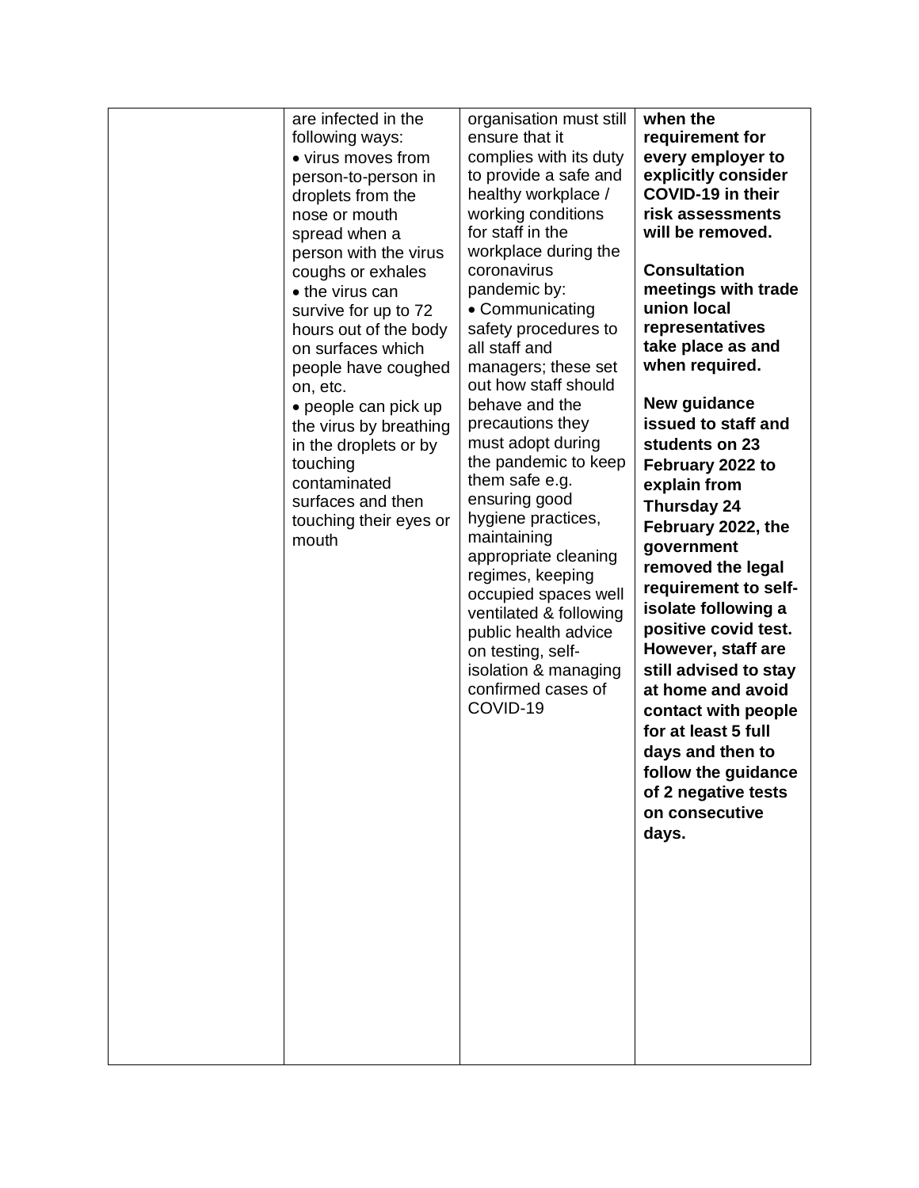| | | | |
|---|---|---|---|
| | are infected in the following ways:<br>• virus moves from person-to-person in droplets from the nose or mouth spread when a person with the virus coughs or exhales<br>• the virus can survive for up to 72 hours out of the body on surfaces which people have coughed on, etc.<br>• people can pick up the virus by breathing in the droplets or by touching contaminated surfaces and then touching their eyes or mouth | organisation must still ensure that it complies with its duty to provide a safe and healthy workplace / working conditions for staff in the workplace during the coronavirus pandemic by:<br>• Communicating safety procedures to all staff and managers; these set out how staff should behave and the precautions they must adopt during the pandemic to keep them safe e.g. ensuring good hygiene practices, maintaining appropriate cleaning regimes, keeping occupied spaces well ventilated & following public health advice on testing, self-isolation & managing confirmed cases of COVID-19 | **when the requirement for every employer to explicitly consider COVID-19 in their risk assessments will be removed.**<br><br>**Consultation meetings with trade union local representatives take place as and when required.**<br><br>**New guidance issued to staff and students on 23 February 2022 to explain from Thursday 24 February 2022, the government removed the legal requirement to self-isolate following a positive covid test. However, staff are still advised to stay at home and avoid contact with people for at least 5 full days and then to follow the guidance of 2 negative tests on consecutive days.** |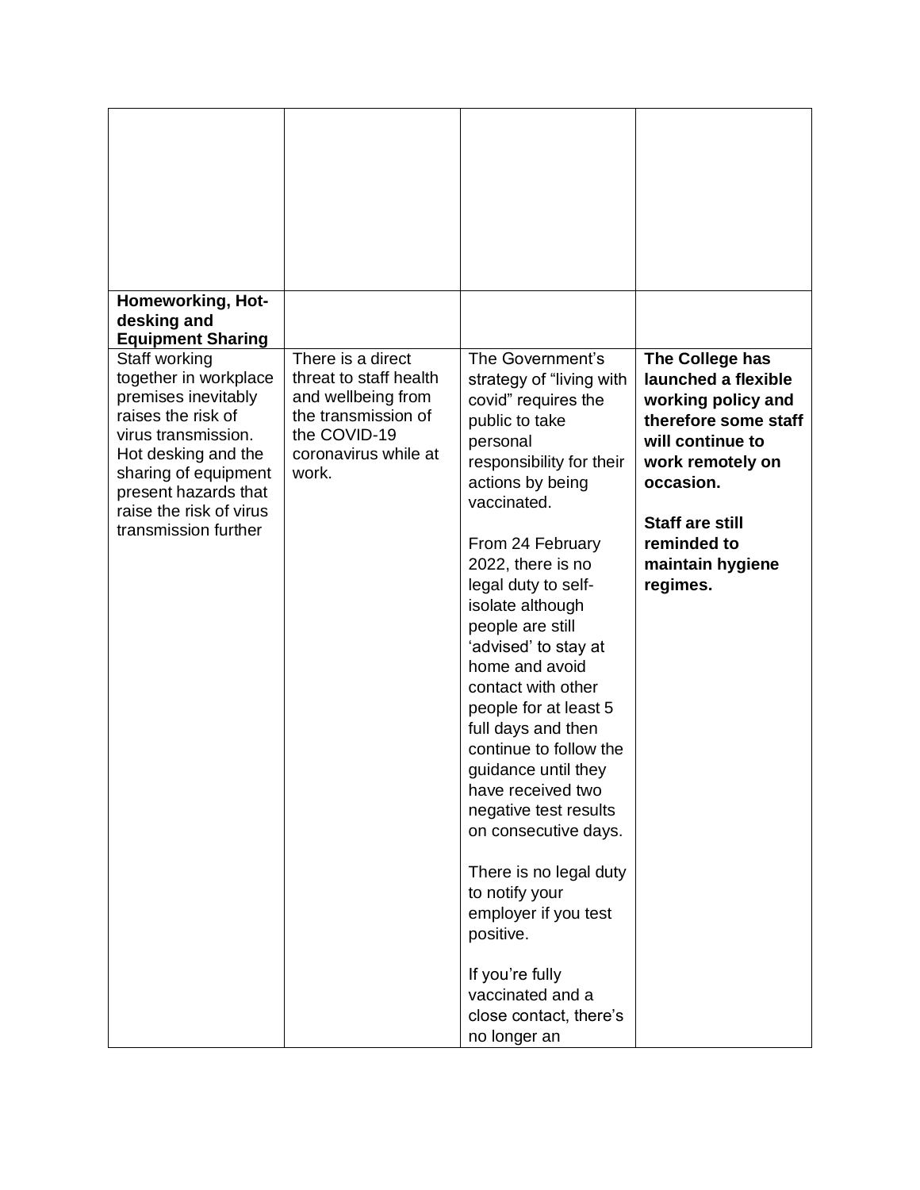| | | | |
|---|---|---|---|
| | | | |
| **Homeworking, Hot-desking and Equipment Sharing** | | | |
| Staff working together in workplace premises inevitably raises the risk of virus transmission. Hot desking and the sharing of equipment present hazards that raise the risk of virus transmission further | There is a direct threat to staff health and wellbeing from the transmission of the COVID-19 coronavirus while at work. | The Government's strategy of "living with covid" requires the public to take personal responsibility for their actions by being vaccinated.<br><br>From 24 February 2022, there is no legal duty to self-isolate although people are still 'advised' to stay at home and avoid contact with other people for at least 5 full days and then continue to follow the guidance until they have received two negative test results on consecutive days.<br><br>There is no legal duty to notify your employer if you test positive.<br><br>If you're fully vaccinated and a close contact, there's no longer an | **The College has launched a flexible working policy and therefore some staff will continue to work remotely on occasion.**<br><br>**Staff are still reminded to maintain hygiene regimes.** |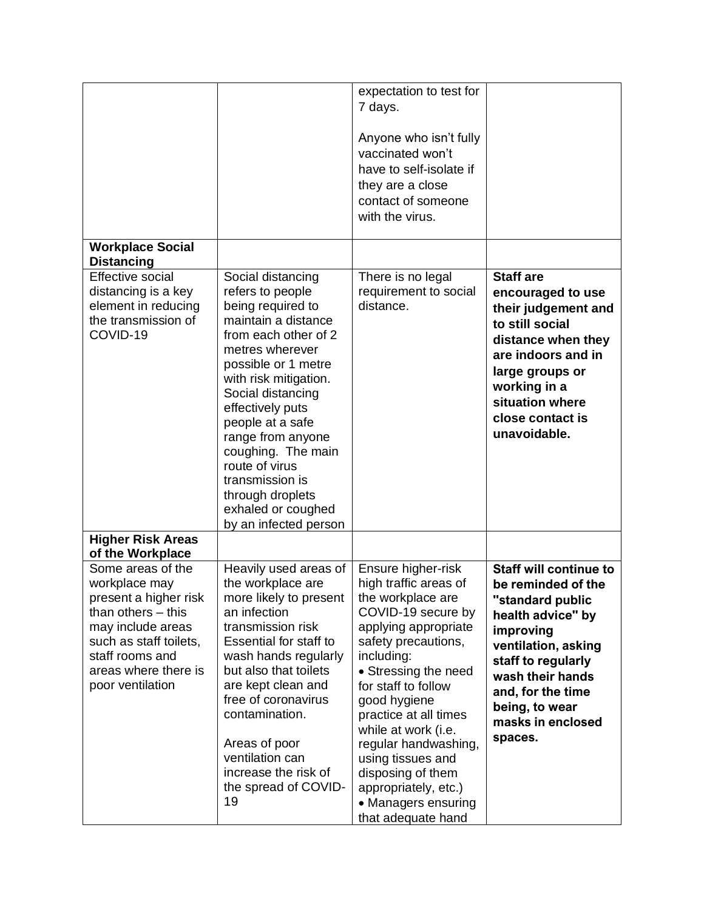| | | | |
|---|---|---|---|
| | | expectation to test for 7 days.<br><br>Anyone who isn't fully vaccinated won't have to self-isolate if they are a close contact of someone with the virus. | |
| **Workplace Social Distancing** | | | |
| Effective social distancing is a key element in reducing the transmission of COVID-19 | Social distancing refers to people being required to maintain a distance from each other of 2 metres wherever possible or 1 metre with risk mitigation. Social distancing effectively puts people at a safe range from anyone coughing. The main route of virus transmission is through droplets exhaled or coughed by an infected person | There is no legal requirement to social distance. | **Staff are encouraged to use their judgement and to still social distance when they are indoors and in large groups or working in a situation where close contact is unavoidable.** |
| **Higher Risk Areas of the Workplace** | | | |
| Some areas of the workplace may present a higher risk than others – this may include areas such as staff toilets, staff rooms and areas where there is poor ventilation | Heavily used areas of the workplace are more likely to present an infection transmission risk Essential for staff to wash hands regularly but also that toilets are kept clean and free of coronavirus contamination.<br><br>Areas of poor ventilation can increase the risk of the spread of COVID-19 | Ensure higher-risk high traffic areas of the workplace are COVID-19 secure by applying appropriate safety precautions, including:<br>• Stressing the need for staff to follow good hygiene practice at all times while at work (i.e. regular handwashing, using tissues and disposing of them appropriately, etc.)<br>• Managers ensuring that adequate hand | **Staff will continue to be reminded of the "standard public health advice" by improving ventilation, asking staff to regularly wash their hands and, for the time being, to wear masks in enclosed spaces.** |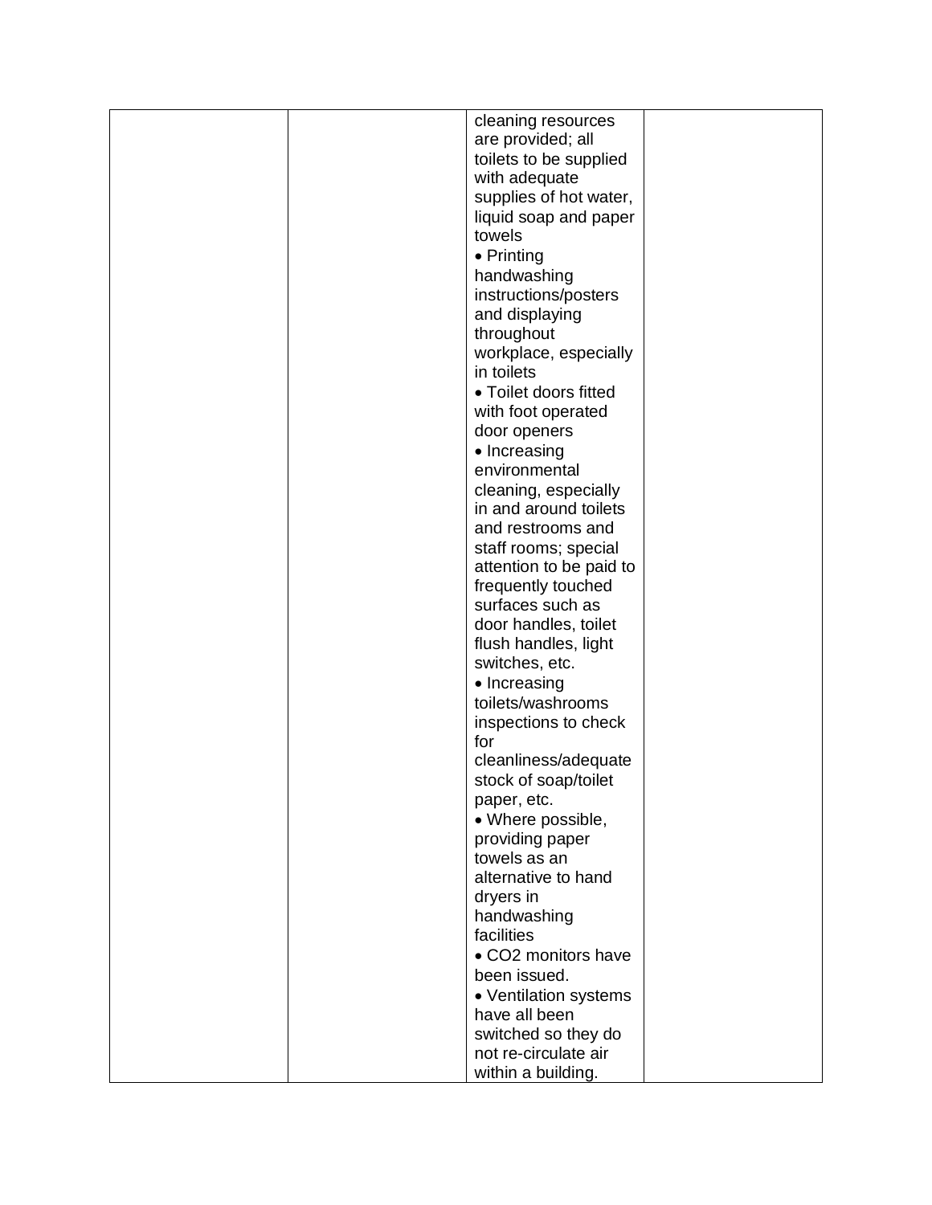| | | | |
|---|---|---|---|
| | | cleaning resources are provided; all toilets to be supplied with adequate supplies of hot water, liquid soap and paper towels<br>• Printing handwashing instructions/posters and displaying throughout workplace, especially in toilets<br>• Toilet doors fitted with foot operated door openers<br>• Increasing environmental cleaning, especially in and around toilets and restrooms and staff rooms; special attention to be paid to frequently touched surfaces such as door handles, toilet flush handles, light switches, etc.<br>• Increasing toilets/washrooms inspections to check for cleanliness/adequate stock of soap/toilet paper, etc.<br>• Where possible, providing paper towels as an alternative to hand dryers in handwashing facilities<br>• $CO_2$ monitors have been issued.<br>• Ventilation systems have all been switched so they do not re-circulate air within a building. | |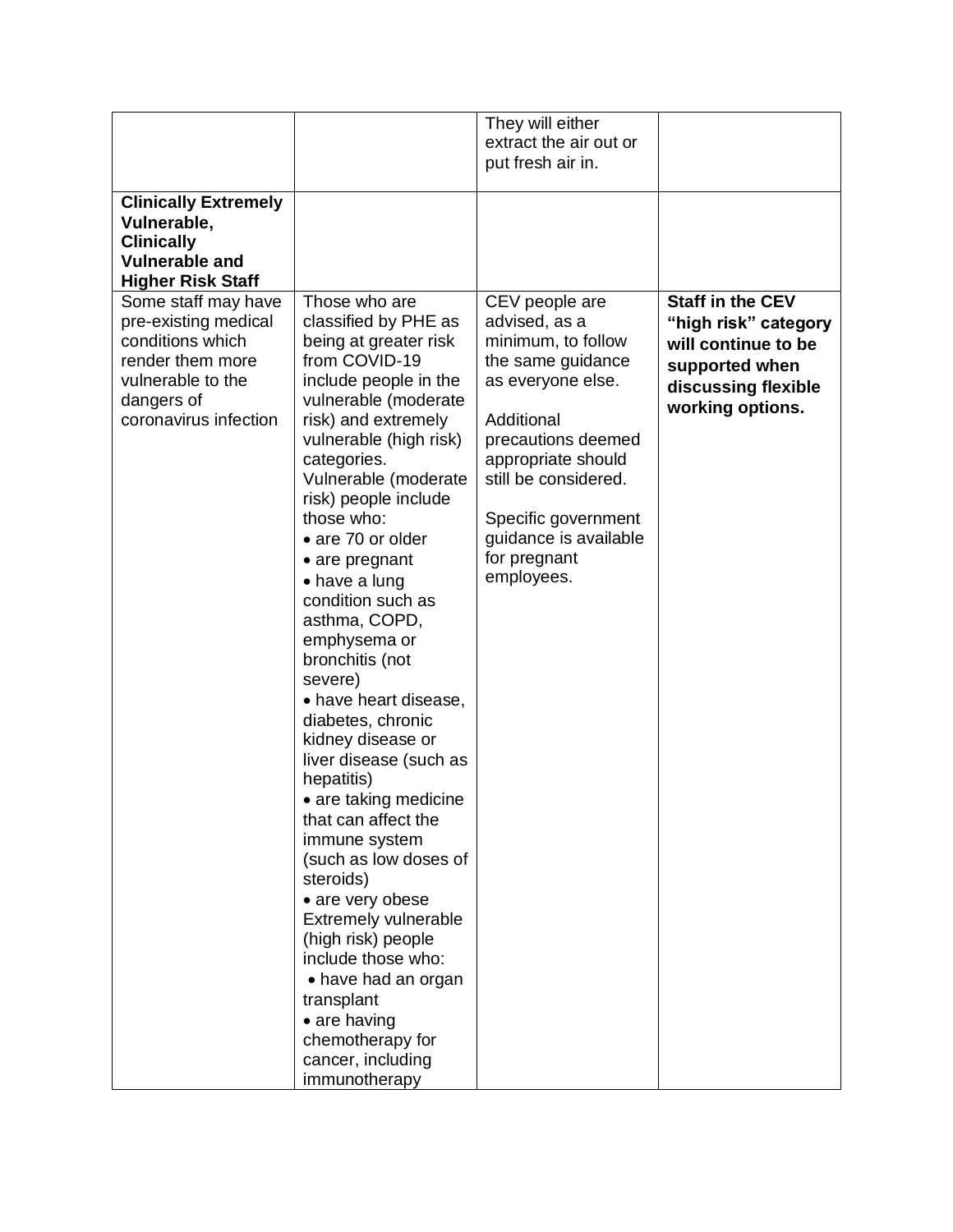| | | | |
|---|---|---|---|
| | | They will either extract the air out or put fresh air in. | |
| **Clinically Extremely Vulnerable, Clinically Vulnerable and Higher Risk Staff** | | | |
| Some staff may have pre-existing medical conditions which render them more vulnerable to the dangers of coronavirus infection | Those who are classified by PHE as being at greater risk from COVID-19 include people in the vulnerable (moderate risk) and extremely vulnerable (high risk) categories.<br>Vulnerable (moderate risk) people include those who:<br>• are 70 or older<br>• are pregnant<br>• have a lung condition such as asthma, COPD, emphysema or bronchitis (not severe)<br>• have heart disease, diabetes, chronic kidney disease or liver disease (such as hepatitis)<br>• are taking medicine that can affect the immune system (such as low doses of steroids)<br>• are very obese<br>Extremely vulnerable (high risk) people include those who:<br>• have had an organ transplant<br>• are having chemotherapy for cancer, including immunotherapy | CEV people are advised, as a minimum, to follow the same guidance as everyone else.<br><br>Additional precautions deemed appropriate should still be considered.<br><br>Specific government guidance is available for pregnant employees. | **Staff in the CEV "high risk" category will continue to be supported when discussing flexible working options.** |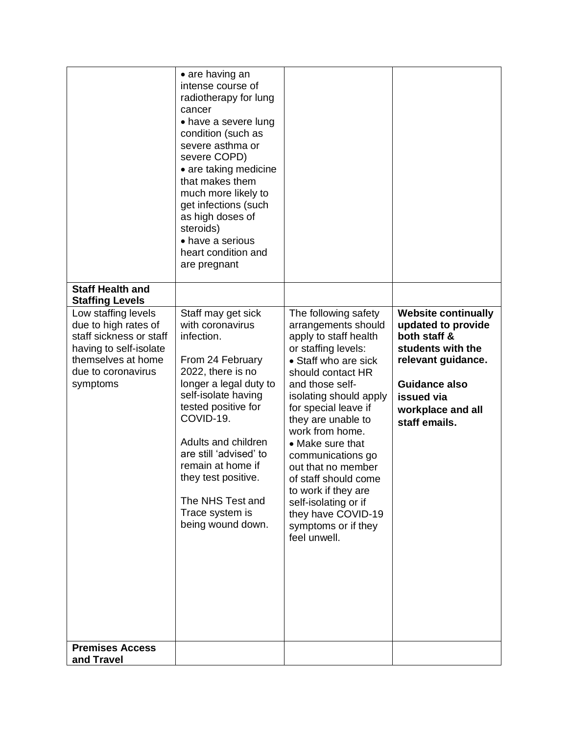| | | | |
|---|---|---|---|
| | • are having an intense course of radiotherapy for lung cancer<br>• have a severe lung condition (such as severe asthma or severe COPD)<br>• are taking medicine that makes them much more likely to get infections (such as high doses of steroids)<br>• have a serious heart condition and are pregnant | | |
| **Staff Health and Staffing Levels** | | | |
| Low staffing levels due to high rates of staff sickness or staff having to self-isolate themselves at home due to coronavirus symptoms | Staff may get sick with coronavirus infection.<br><br>From 24 February 2022, there is no longer a legal duty to self-isolate having tested positive for COVID-19.<br><br>Adults and children are still 'advised' to remain at home if they test positive.<br><br>The NHS Test and Trace system is being wound down. | The following safety arrangements should apply to staff health or staffing levels:<br>• Staff who are sick should contact HR and those self-isolating should apply for special leave if they are unable to work from home.<br>• Make sure that communications go out that no member of staff should come to work if they are self-isolating or if they have COVID-19 symptoms or if they feel unwell. | **Website continually updated to provide both staff & students with the relevant guidance.**<br><br>**Guidance also issued via workplace and all staff emails.** |
| **Premises Access and Travel** | | | |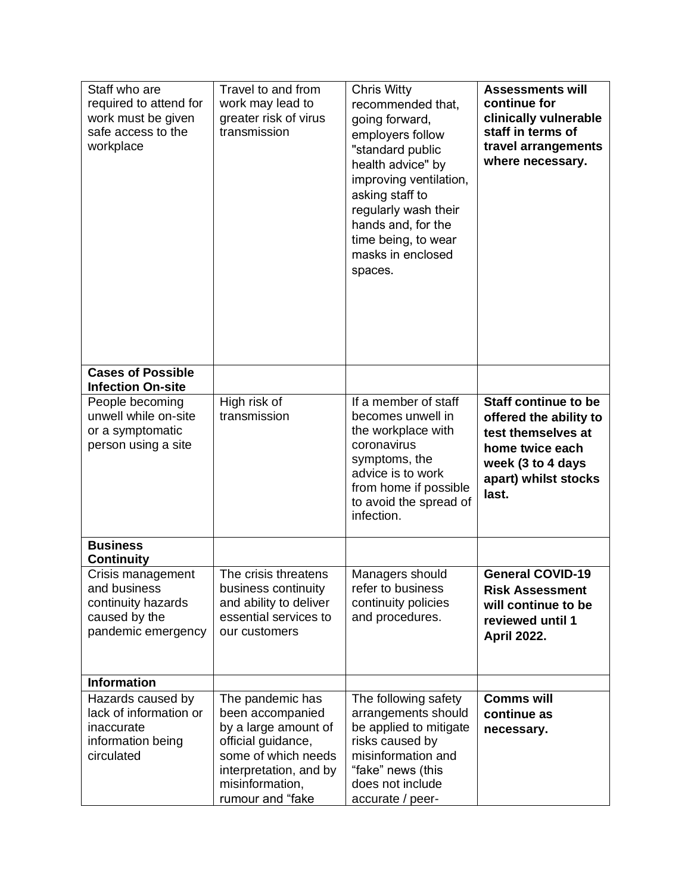| | | | |
|---|---|---|---|
| Staff who are required to attend for work must be given safe access to the workplace | Travel to and from work may lead to greater risk of virus transmission | Chris Witty recommended that, going forward, employers follow "standard public health advice" by improving ventilation, asking staff to regularly wash their hands and, for the time being, to wear masks in enclosed spaces. | **Assessments will continue for clinically vulnerable staff in terms of travel arrangements where necessary.** |
| **Cases of Possible Infection On-site** | | | |
| People becoming unwell while on-site or a symptomatic person using a site | High risk of transmission | If a member of staff becomes unwell in the workplace with coronavirus symptoms, the advice is to work from home if possible to avoid the spread of infection. | **Staff continue to be offered the ability to test themselves at home twice each week (3 to 4 days apart) whilst stocks last.** |
| **Business Continuity** | | | |
| Crisis management and business continuity hazards caused by the pandemic emergency | The crisis threatens business continuity and ability to deliver essential services to our customers | Managers should refer to business continuity policies and procedures. | **General COVID-19 Risk Assessment will continue to be reviewed until 1 April 2022.** |
| **Information** | | | |
| Hazards caused by lack of information or inaccurate information being circulated | The pandemic has been accompanied by a large amount of official guidance, some of which needs interpretation, and by misinformation, rumour and "fake | The following safety arrangements should be applied to mitigate risks caused by misinformation and "fake" news (this does not include accurate / peer- | **Comms will continue as necessary.** |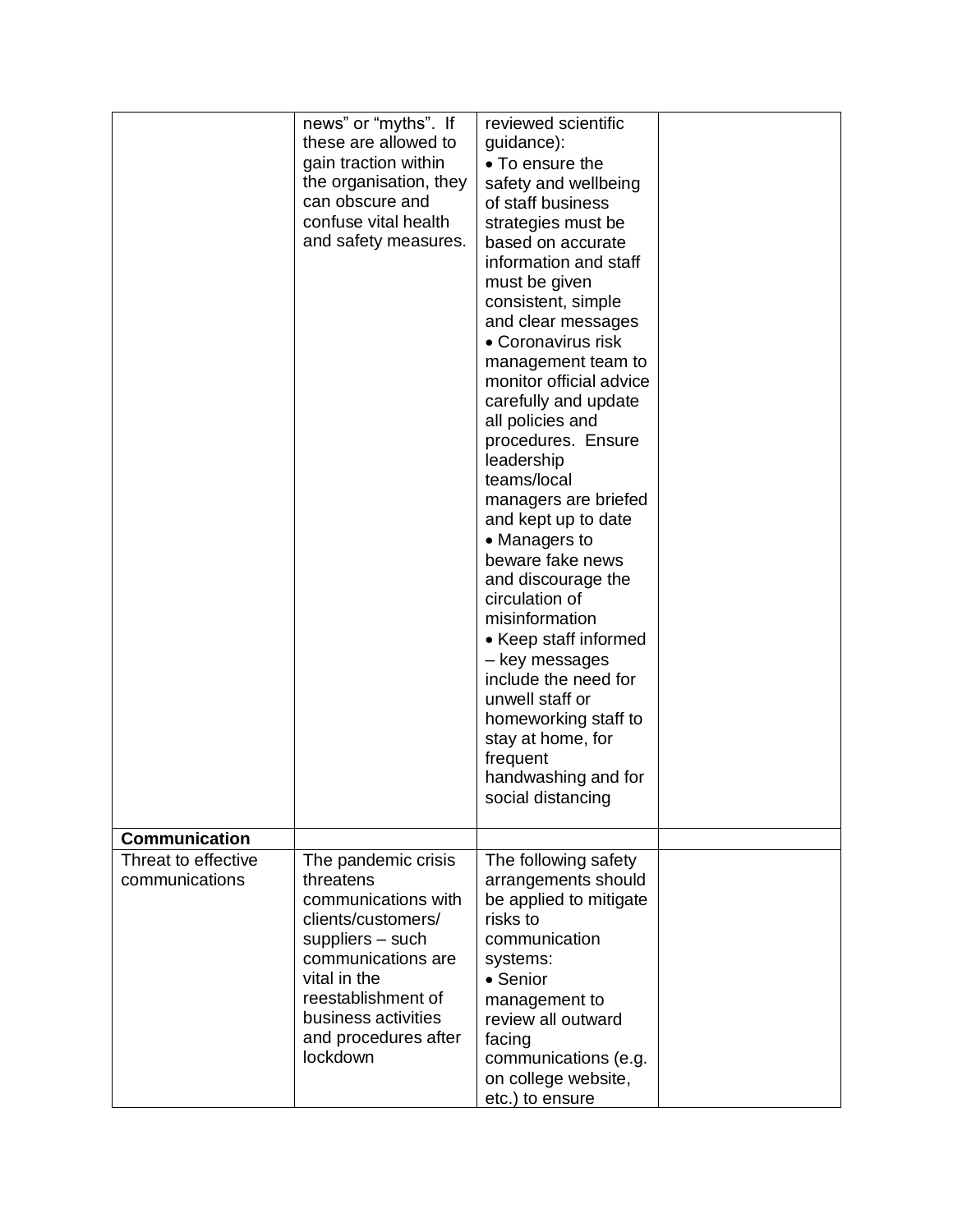| | | | |
|---|---|---|---|
| | news" or "myths". If these are allowed to gain traction within the organisation, they can obscure and confuse vital health and safety measures. | reviewed scientific guidance):<br>• To ensure the safety and wellbeing of staff business strategies must be based on accurate information and staff must be given consistent, simple and clear messages<br>• Coronavirus risk management team to monitor official advice carefully and update all policies and procedures. Ensure leadership teams/local managers are briefed and kept up to date<br>• Managers to beware fake news and discourage the circulation of misinformation<br>• Keep staff informed – key messages include the need for unwell staff or homeworking staff to stay at home, for frequent handwashing and for social distancing | |
| **Communication** | | | |
| Threat to effective communications | The pandemic crisis threatens communications with clients/customers/ suppliers – such communications are vital in the reestablishment of business activities and procedures after lockdown | The following safety arrangements should be applied to mitigate risks to communication systems:<br>• Senior management to review all outward facing communications (e.g. on college website, etc.) to ensure | |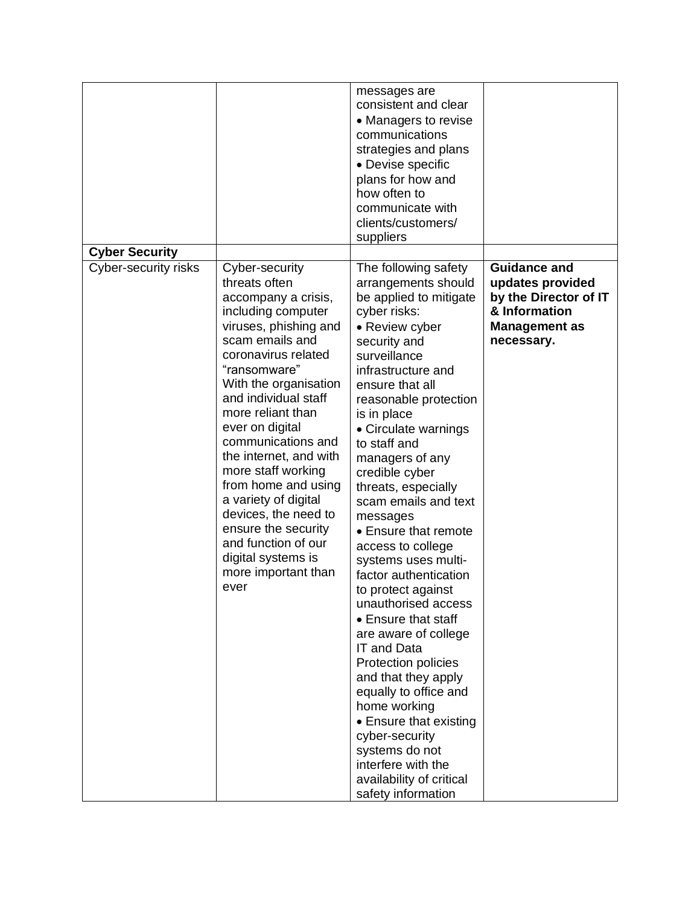| | | | |
|---|---|---|---|
| | | messages are consistent and clear<br>• Managers to revise communications strategies and plans<br>• Devise specific plans for how and how often to communicate with clients/customers/ suppliers | |
| **Cyber Security** | | | |
| Cyber-security risks | Cyber-security threats often accompany a crisis, including computer viruses, phishing and scam emails and coronavirus related "ransomware"<br>With the organisation and individual staff more reliant than ever on digital communications and the internet, and with more staff working from home and using a variety of digital devices, the need to ensure the security and function of our digital systems is more important than ever | The following safety arrangements should be applied to mitigate cyber risks:<br>• Review cyber security and surveillance infrastructure and ensure that all reasonable protection is in place<br>• Circulate warnings to staff and managers of any credible cyber threats, especially scam emails and text messages<br>• Ensure that remote access to college systems uses multi-factor authentication to protect against unauthorised access<br>• Ensure that staff are aware of college IT and Data Protection policies and that they apply equally to office and home working<br>• Ensure that existing cyber-security systems do not interfere with the availability of critical safety information | **Guidance and updates provided by the Director of IT & Information Management as necessary.** |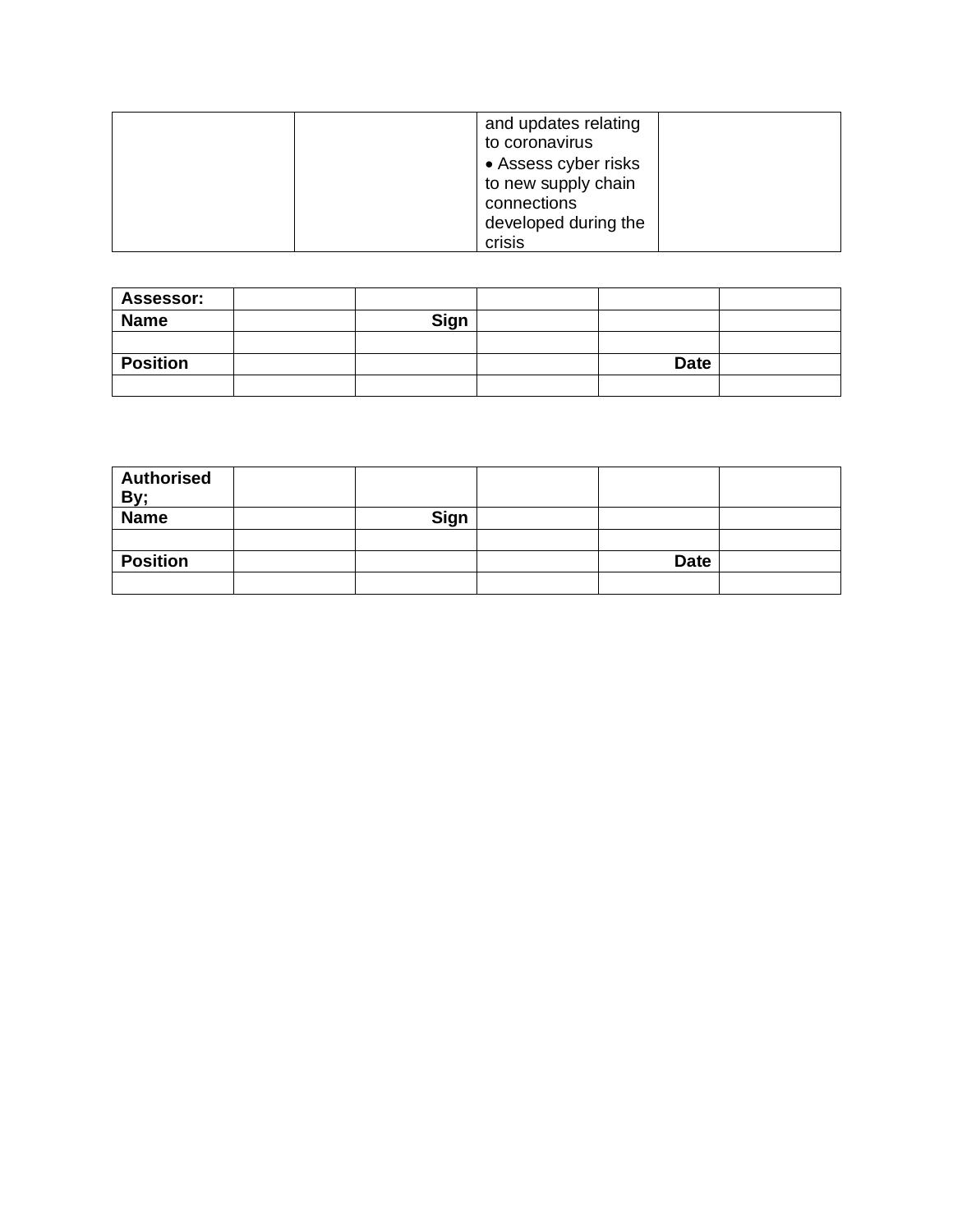| | | | |
|---|---|---|---|
| | | and updates relating to coronavirus<br>• Assess cyber risks to new supply chain connections developed during the crisis | |

| | | | | | |
|---|---|---|---|---|---|
| **Assessor:** | | | | | |
| **Name** | | **Sign** | | | |
| | | | | | |
| **Position** | | | | **Date** | |
| | | | | | |

| | | | | | |
|---|---|---|---|---|---|
| **Authorised By;** | | | | | |
| **Name** | | **Sign** | | | |
| | | | | | |
| **Position** | | | | **Date** | |
| | | | | | |